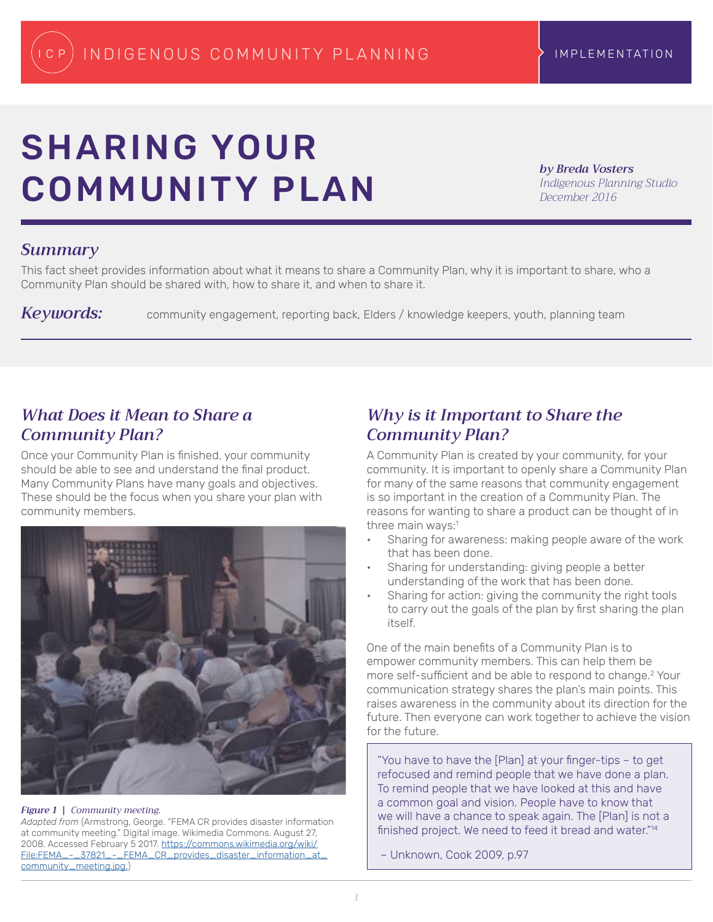INDIGENOUS COMMUNITY PLANNING — IMPLEMENTATION

# SHARING YOUR COMMUNITY PLAN

***by Breda Vosters***
*Indigenous Planning Studio*
*December 2016*

## *Summary*

This fact sheet provides information about what it means to share a Community Plan, why it is important to share, who a Community Plan should be shared with, how to share it, and when to share it.

***Keywords:*** community engagement, reporting back, Elders / knowledge keepers, youth, planning team

## *What Does it Mean to Share a Community Plan?*

Once your Community Plan is finished, your community should be able to see and understand the final product. Many Community Plans have many goals and objectives. These should be the focus when you share your plan with community members.

***Figure 1** | Community meeting.*
*Adapted from* (Armstrong, George. "FEMA CR provides disaster information at community meeting." Digital image. Wikimedia Commons. August 27, 2008. Accessed February 5 2017. https://commons.wikimedia.org/wiki/File:FEMA_-_37821_-_FEMA_CR_provides_disaster_information_at_community_meeting.jpg.)

## *Why is it Important to Share the Community Plan?*

A Community Plan is created by your community, for your community. It is important to openly share a Community Plan for many of the same reasons that community engagement is so important in the creation of a Community Plan. The reasons for wanting to share a product can be thought of in three main ways:[1]

- Sharing for awareness: making people aware of the work that has been done.
- Sharing for understanding: giving people a better understanding of the work that has been done.
- Sharing for action: giving the community the right tools to carry out the goals of the plan by first sharing the plan itself.

One of the main benefits of a Community Plan is to empower community members. This can help them be more self-sufficient and be able to respond to change.[2] Your communication strategy shares the plan's main points. This raises awareness in the community about its direction for the future. Then everyone can work together to achieve the vision for the future.

> "You have to have the [Plan] at your finger-tips – to get refocused and remind people that we have done a plan. To remind people that we have looked at this and have a common goal and vision. People have to know that we will have a chance to speak again. The [Plan] is not a finished project. We need to feed it bread and water."[14]
>
> – Unknown, Cook 2009, p.97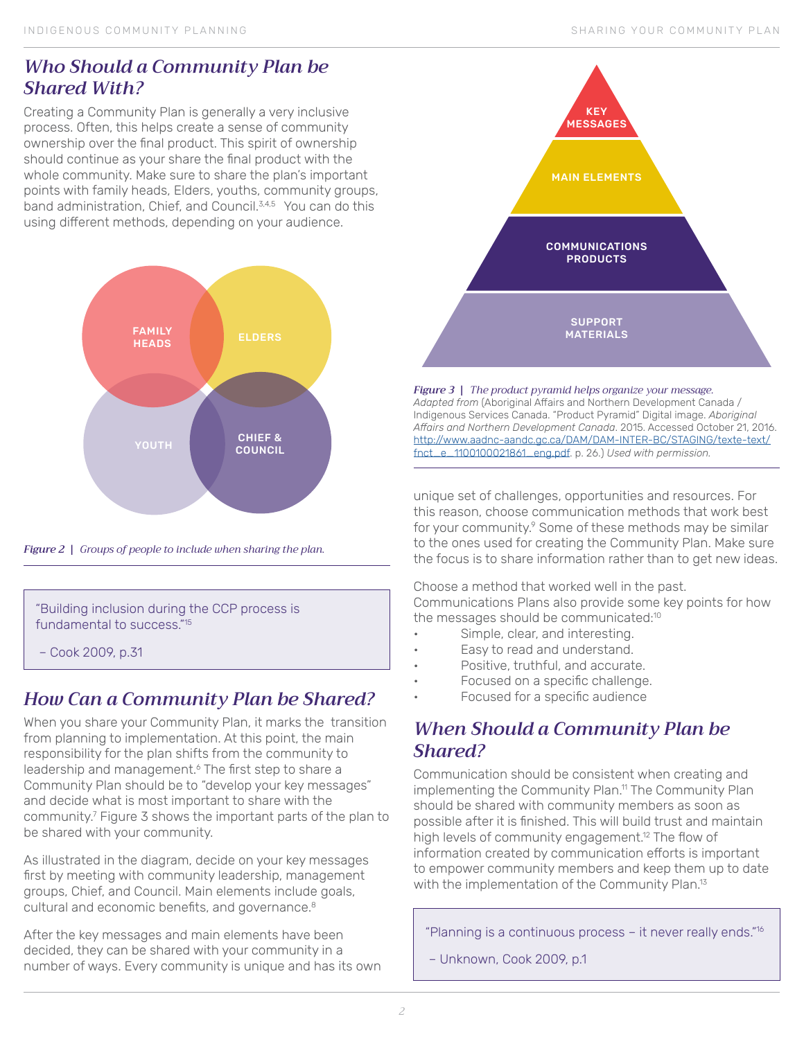## Who Should a Community Plan be Shared With?

Creating a Community Plan is generally a very inclusive process. Often, this helps create a sense of community ownership over the final product. This spirit of ownership should continue as your share the final product with the whole community. Make sure to share the plan's important points with family heads, Elders, youths, community groups, band administration, Chief, and Council.[3,4,5] You can do this using different methods, depending on your audience.

FAMILY HEADS

ELDERS

YOUTH

CHIEF & COUNCIL

*Figure 2 | Groups of people to include when sharing the plan.*

> "Building inclusion during the CCP process is fundamental to success."[15]
>
> – Cook 2009, p.31

## How Can a Community Plan be Shared?

When you share your Community Plan, it marks the transition from planning to implementation. At this point, the main responsibility for the plan shifts from the community to leadership and management.[6] The first step to share a Community Plan should be to "develop your key messages" and decide what is most important to share with the community.[7] Figure 3 shows the important parts of the plan to be shared with your community.

As illustrated in the diagram, decide on your key messages first by meeting with community leadership, management groups, Chief, and Council. Main elements include goals, cultural and economic benefits, and governance.[8]

After the key messages and main elements have been decided, they can be shared with your community in a number of ways. Every community is unique and has its own unique set of challenges, opportunities and resources. For this reason, choose communication methods that work best for your community.[9] Some of these methods may be similar to the ones used for creating the Community Plan. Make sure the focus is to share information rather than to get new ideas.

KEY MESSAGES

MAIN ELEMENTS

COMMUNICATIONS PRODUCTS

SUPPORT MATERIALS

*Figure 3 | The product pyramid helps organize your message.*
*Adapted from* (Aboriginal Affairs and Northern Development Canada / Indigenous Services Canada. "Product Pyramid" Digital image. *Aboriginal Affairs and Northern Development Canada*. 2015. Accessed October 21, 2016. http://www.aadnc-aandc.gc.ca/DAM/DAM-INTER-BC/STAGING/texte-text/fnct_e_1100100021861_eng.pdf. p. 26.) *Used with permission.*

Choose a method that worked well in the past. Communications Plans also provide some key points for how the messages should be communicated:[10]

- Simple, clear, and interesting.
- Easy to read and understand.
- Positive, truthful, and accurate.
- Focused on a specific challenge.
- Focused for a specific audience

## When Should a Community Plan be Shared?

Communication should be consistent when creating and implementing the Community Plan.[11] The Community Plan should be shared with community members as soon as possible after it is finished. This will build trust and maintain high levels of community engagement.[12] The flow of information created by communication efforts is important to empower community members and keep them up to date with the implementation of the Community Plan.[13]

> "Planning is a continuous process – it never really ends."[16]
>
> – Unknown, Cook 2009, p.1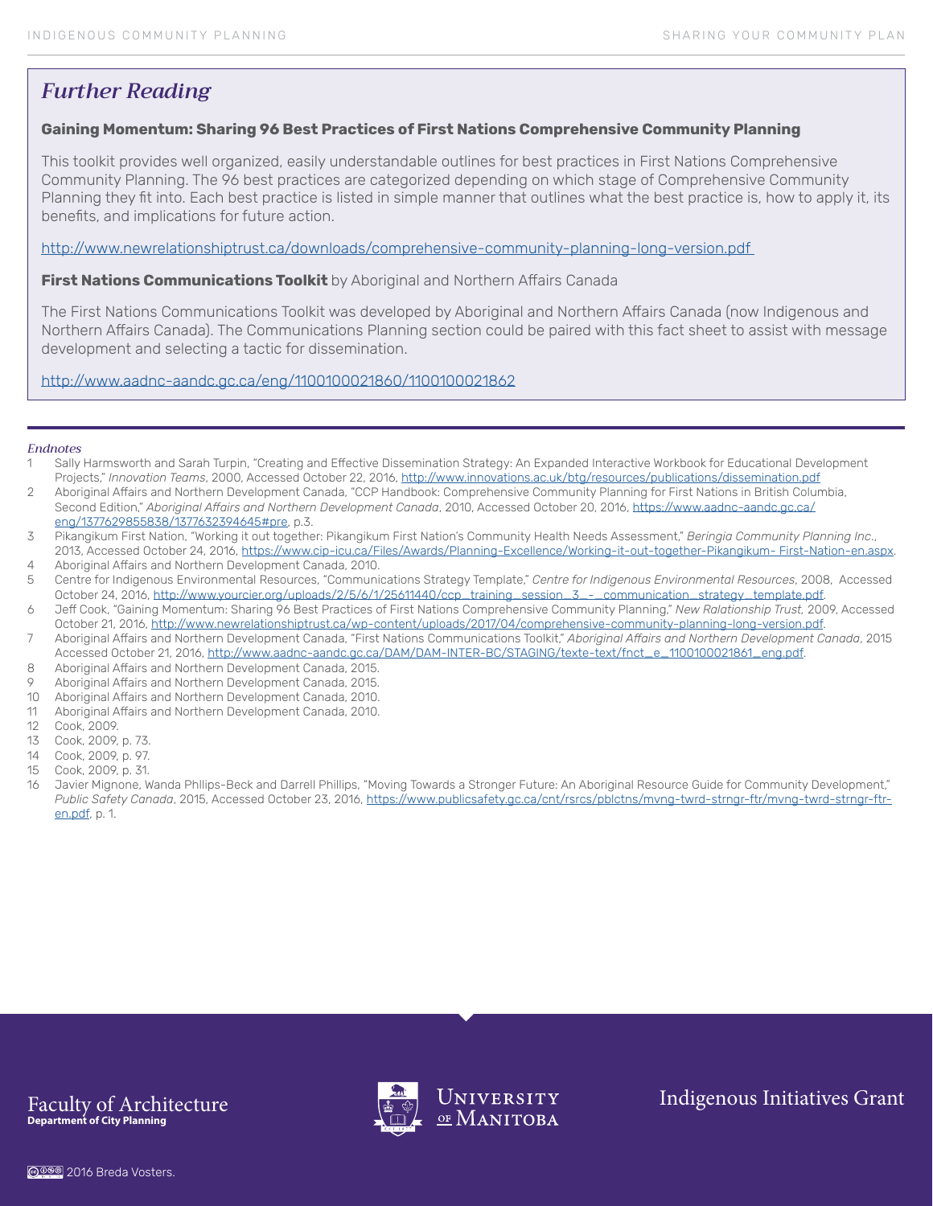## *Further Reading*

**Gaining Momentum: Sharing 96 Best Practices of First Nations Comprehensive Community Planning**

This toolkit provides well organized, easily understandable outlines for best practices in First Nations Comprehensive Community Planning. The 96 best practices are categorized depending on which stage of Comprehensive Community Planning they fit into. Each best practice is listed in simple manner that outlines what the best practice is, how to apply it, its benefits, and implications for future action.

http://www.newrelationshiptrust.ca/downloads/comprehensive-community-planning-long-version.pdf

**First Nations Communications Toolkit** by Aboriginal and Northern Affairs Canada

The First Nations Communications Toolkit was developed by Aboriginal and Northern Affairs Canada (now Indigenous and Northern Affairs Canada). The Communications Planning section could be paired with this fact sheet to assist with message development and selecting a tactic for dissemination.

http://www.aadnc-aandc.gc.ca/eng/1100100021860/1100100021862

*Endnotes*

1 Sally Harmsworth and Sarah Turpin, "Creating and Effective Dissemination Strategy: An Expanded Interactive Workbook for Educational Development Projects," *Innovation Teams*, 2000, Accessed October 22, 2016, http://www.innovations.ac.uk/btg/resources/publications/dissemination.pdf
2 Aboriginal Affairs and Northern Development Canada, "CCP Handbook: Comprehensive Community Planning for First Nations in British Columbia, Second Edition," *Aboriginal Affairs and Northern Development Canada*, 2010, Accessed October 20, 2016, https://www.aadnc-aandc.gc.ca/eng/1377629855838/1377632394645#pre, p.3.
3 Pikangikum First Nation, "Working it out together: Pikangikum First Nation's Community Health Needs Assessment," *Beringia Community Planning Inc.*, 2013, Accessed October 24, 2016, https://www.cip-icu.ca/Files/Awards/Planning-Excellence/Working-it-out-together-Pikangikum- First-Nation-en.aspx.
4 Aboriginal Affairs and Northern Development Canada, 2010.
5 Centre for Indigenous Environmental Resources, "Communications Strategy Template," *Centre for Indigenous Environmental Resources*, 2008, Accessed October 24, 2016, http://www.yourcier.org/uploads/2/5/6/1/25611440/ccp_training_session_3_-_communication_strategy_template.pdf.
6 Jeff Cook, "Gaining Momentum: Sharing 96 Best Practices of First Nations Comprehensive Community Planning," *New Ralationship Trust*, 2009, Accessed October 21, 2016, http://www.newrelationshiptrust.ca/wp-content/uploads/2017/04/comprehensive-community-planning-long-version.pdf.
7 Aboriginal Affairs and Northern Development Canada, "First Nations Communications Toolkit," *Aboriginal Affairs and Northern Development Canada*, 2015 Accessed October 21, 2016, http://www.aadnc-aandc.gc.ca/DAM/DAM-INTER-BC/STAGING/texte-text/fnct_e_1100100021861_eng.pdf.
8 Aboriginal Affairs and Northern Development Canada, 2015.
9 Aboriginal Affairs and Northern Development Canada, 2015.
10 Aboriginal Affairs and Northern Development Canada, 2010.
11 Aboriginal Affairs and Northern Development Canada, 2010.
12 Cook, 2009.
13 Cook, 2009, p. 73.
14 Cook, 2009, p. 97.
15 Cook, 2009, p. 31.
16 Javier Mignone, Wanda Phllips-Beck and Darrell Phillips, "Moving Towards a Stronger Future: An Aboriginal Resource Guide for Community Development," *Public Safety Canada*, 2015, Accessed October 23, 2016, https://www.publicsafety.gc.ca/cnt/rsrcs/pblctns/mvng-twrd-strngr-ftr/mvng-twrd-strngr-ftr-en.pdf, p. 1.

Faculty of Architecture
**Department of City Planning**

University of Manitoba

Indigenous Initiatives Grant

2016 Breda Vosters.